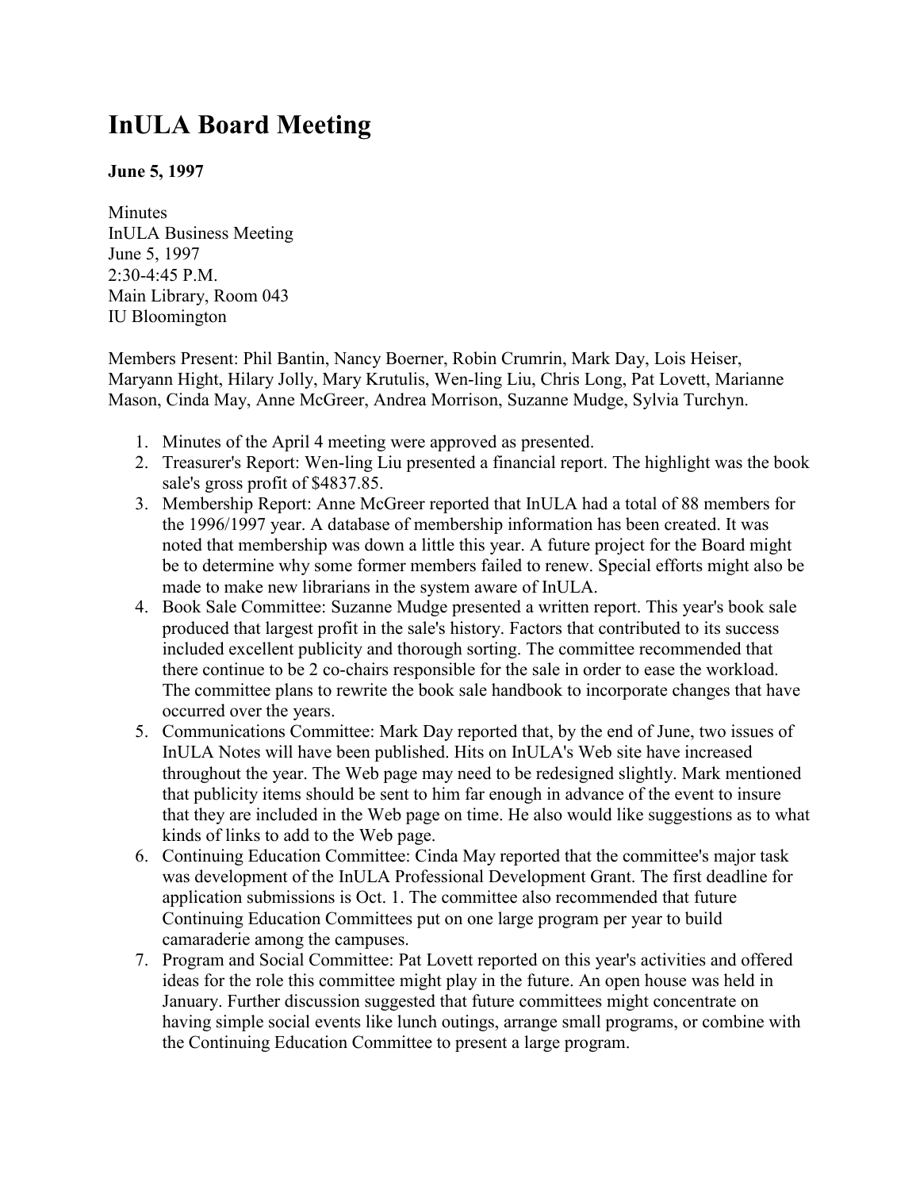# InULA Board Meeting

**June 5, 1997**

Minutes
InULA Business Meeting
June 5, 1997
2:30-4:45 P.M.
Main Library, Room 043
IU Bloomington

Members Present: Phil Bantin, Nancy Boerner, Robin Crumrin, Mark Day, Lois Heiser, Maryann Hight, Hilary Jolly, Mary Krutulis, Wen-ling Liu, Chris Long, Pat Lovett, Marianne Mason, Cinda May, Anne McGreer, Andrea Morrison, Suzanne Mudge, Sylvia Turchyn.

1. Minutes of the April 4 meeting were approved as presented.
2. Treasurer's Report: Wen-ling Liu presented a financial report. The highlight was the book sale's gross profit of $4837.85.
3. Membership Report: Anne McGreer reported that InULA had a total of 88 members for the 1996/1997 year. A database of membership information has been created. It was noted that membership was down a little this year. A future project for the Board might be to determine why some former members failed to renew. Special efforts might also be made to make new librarians in the system aware of InULA.
4. Book Sale Committee: Suzanne Mudge presented a written report. This year's book sale produced that largest profit in the sale's history. Factors that contributed to its success included excellent publicity and thorough sorting. The committee recommended that there continue to be 2 co-chairs responsible for the sale in order to ease the workload. The committee plans to rewrite the book sale handbook to incorporate changes that have occurred over the years.
5. Communications Committee: Mark Day reported that, by the end of June, two issues of InULA Notes will have been published. Hits on InULA's Web site have increased throughout the year. The Web page may need to be redesigned slightly. Mark mentioned that publicity items should be sent to him far enough in advance of the event to insure that they are included in the Web page on time. He also would like suggestions as to what kinds of links to add to the Web page.
6. Continuing Education Committee: Cinda May reported that the committee's major task was development of the InULA Professional Development Grant. The first deadline for application submissions is Oct. 1. The committee also recommended that future Continuing Education Committees put on one large program per year to build camaraderie among the campuses.
7. Program and Social Committee: Pat Lovett reported on this year's activities and offered ideas for the role this committee might play in the future. An open house was held in January. Further discussion suggested that future committees might concentrate on having simple social events like lunch outings, arrange small programs, or combine with the Continuing Education Committee to present a large program.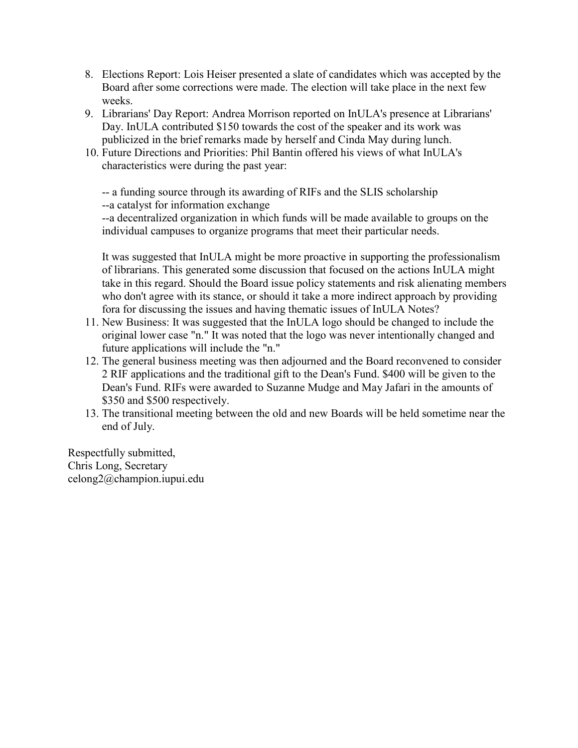8. Elections Report: Lois Heiser presented a slate of candidates which was accepted by the Board after some corrections were made. The election will take place in the next few weeks.
9. Librarians' Day Report: Andrea Morrison reported on InULA's presence at Librarians' Day. InULA contributed $150 towards the cost of the speaker and its work was publicized in the brief remarks made by herself and Cinda May during lunch.
10. Future Directions and Priorities: Phil Bantin offered his views of what InULA's characteristics were during the past year:

    -- a funding source through its awarding of RIFs and the SLIS scholarship
    --a catalyst for information exchange
    --a decentralized organization in which funds will be made available to groups on the individual campuses to organize programs that meet their particular needs.

    It was suggested that InULA might be more proactive in supporting the professionalism of librarians. This generated some discussion that focused on the actions InULA might take in this regard. Should the Board issue policy statements and risk alienating members who don't agree with its stance, or should it take a more indirect approach by providing fora for discussing the issues and having thematic issues of InULA Notes?
11. New Business: It was suggested that the InULA logo should be changed to include the original lower case "n." It was noted that the logo was never intentionally changed and future applications will include the "n."
12. The general business meeting was then adjourned and the Board reconvened to consider 2 RIF applications and the traditional gift to the Dean's Fund. $400 will be given to the Dean's Fund. RIFs were awarded to Suzanne Mudge and May Jafari in the amounts of $350 and $500 respectively.
13. The transitional meeting between the old and new Boards will be held sometime near the end of July.

Respectfully submitted,
Chris Long, Secretary
celong2@champion.iupui.edu